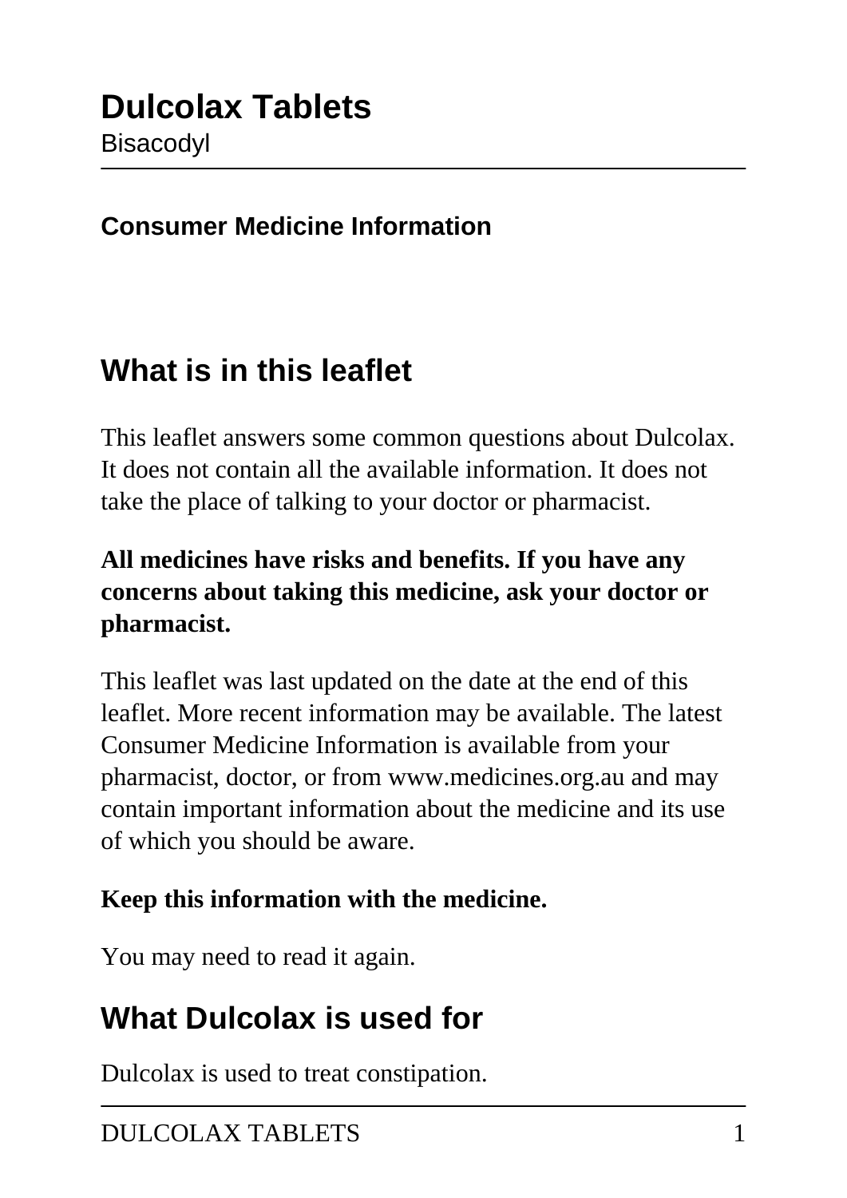# Dulcolax Tablets

Bisacodyl

**Consumer Medicine Information**

## What is in this leaflet

This leaflet answers some common questions about Dulcolax. It does not contain all the available information. It does not take the place of talking to your doctor or pharmacist.

**All medicines have risks and benefits. If you have any concerns about taking this medicine, ask your doctor or pharmacist.**

This leaflet was last updated on the date at the end of this leaflet. More recent information may be available. The latest Consumer Medicine Information is available from your pharmacist, doctor, or from www.medicines.org.au and may contain important information about the medicine and its use of which you should be aware.

**Keep this information with the medicine.**

You may need to read it again.

## What Dulcolax is used for

Dulcolax is used to treat constipation.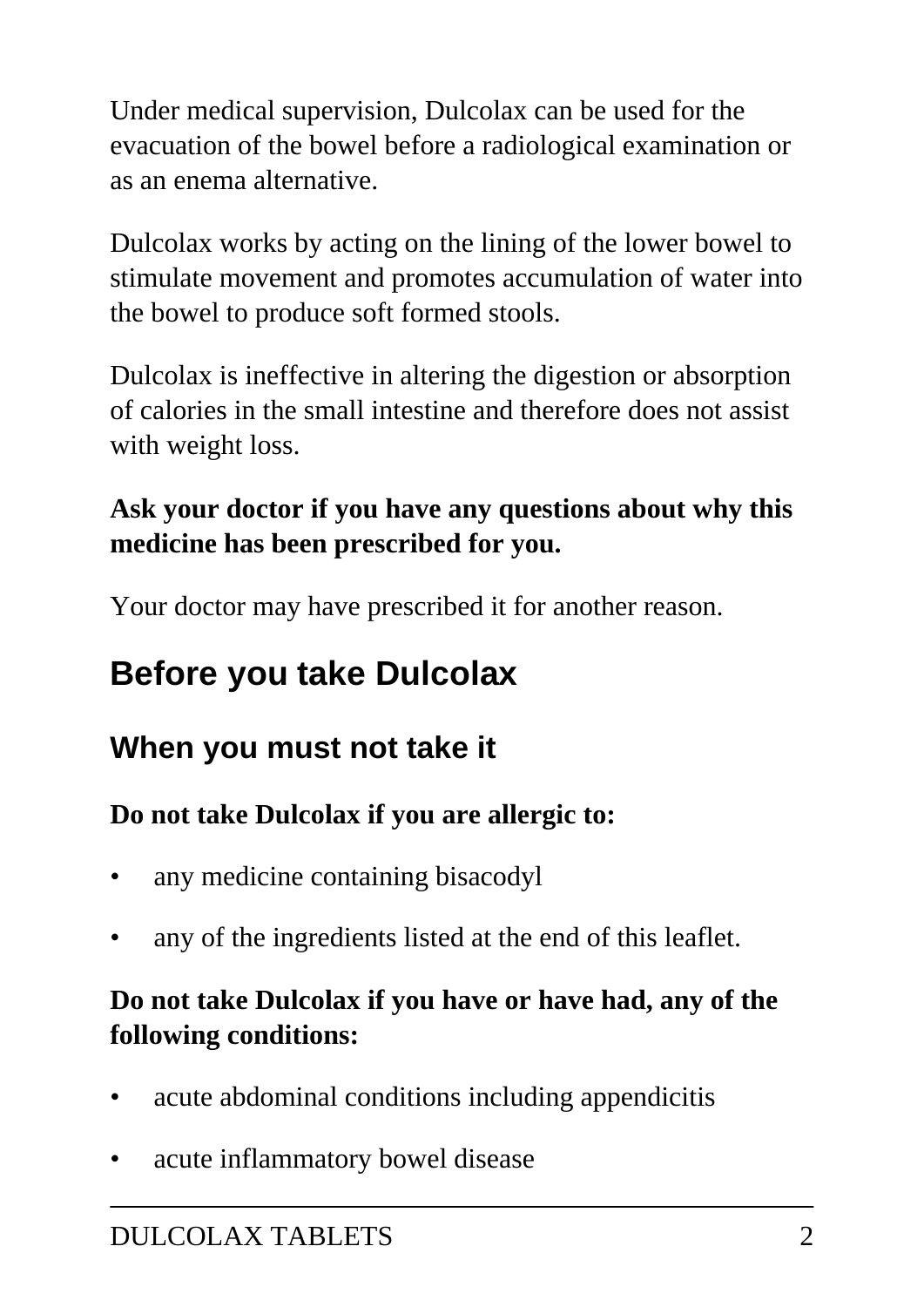Under medical supervision, Dulcolax can be used for the evacuation of the bowel before a radiological examination or as an enema alternative.

Dulcolax works by acting on the lining of the lower bowel to stimulate movement and promotes accumulation of water into the bowel to produce soft formed stools.

Dulcolax is ineffective in altering the digestion or absorption of calories in the small intestine and therefore does not assist with weight loss.

**Ask your doctor if you have any questions about why this medicine has been prescribed for you.**

Your doctor may have prescribed it for another reason.

## Before you take Dulcolax

### When you must not take it

**Do not take Dulcolax if you are allergic to:**

- any medicine containing bisacodyl
- any of the ingredients listed at the end of this leaflet.

**Do not take Dulcolax if you have or have had, any of the following conditions:**

- acute abdominal conditions including appendicitis
- acute inflammatory bowel disease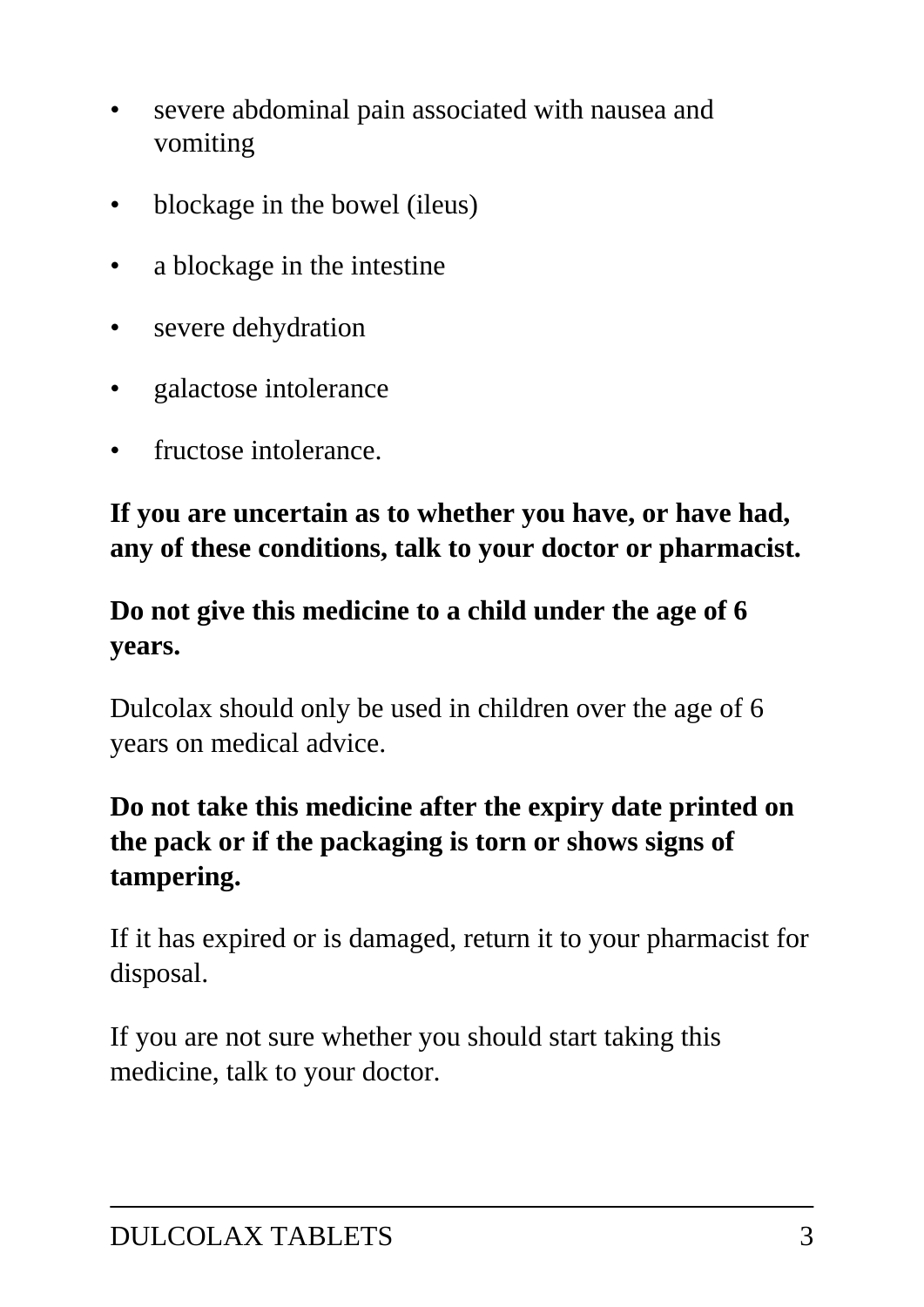- severe abdominal pain associated with nausea and vomiting
- blockage in the bowel (ileus)
- a blockage in the intestine
- severe dehydration
- galactose intolerance
- fructose intolerance.

**If you are uncertain as to whether you have, or have had, any of these conditions, talk to your doctor or pharmacist.**

**Do not give this medicine to a child under the age of 6 years.**

Dulcolax should only be used in children over the age of 6 years on medical advice.

**Do not take this medicine after the expiry date printed on the pack or if the packaging is torn or shows signs of tampering.**

If it has expired or is damaged, return it to your pharmacist for disposal.

If you are not sure whether you should start taking this medicine, talk to your doctor.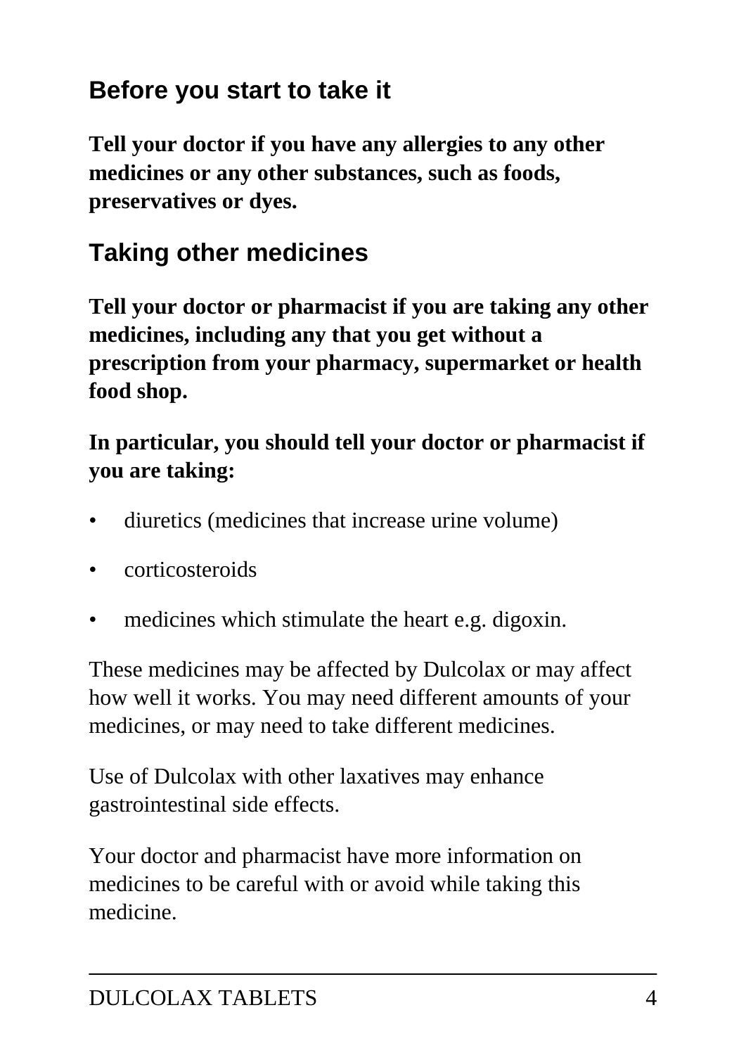## Before you start to take it

**Tell your doctor if you have any allergies to any other medicines or any other substances, such as foods, preservatives or dyes.**

## Taking other medicines

**Tell your doctor or pharmacist if you are taking any other medicines, including any that you get without a prescription from your pharmacy, supermarket or health food shop.**

**In particular, you should tell your doctor or pharmacist if you are taking:**

- diuretics (medicines that increase urine volume)
- corticosteroids
- medicines which stimulate the heart e.g. digoxin.

These medicines may be affected by Dulcolax or may affect how well it works. You may need different amounts of your medicines, or may need to take different medicines.

Use of Dulcolax with other laxatives may enhance gastrointestinal side effects.

Your doctor and pharmacist have more information on medicines to be careful with or avoid while taking this medicine.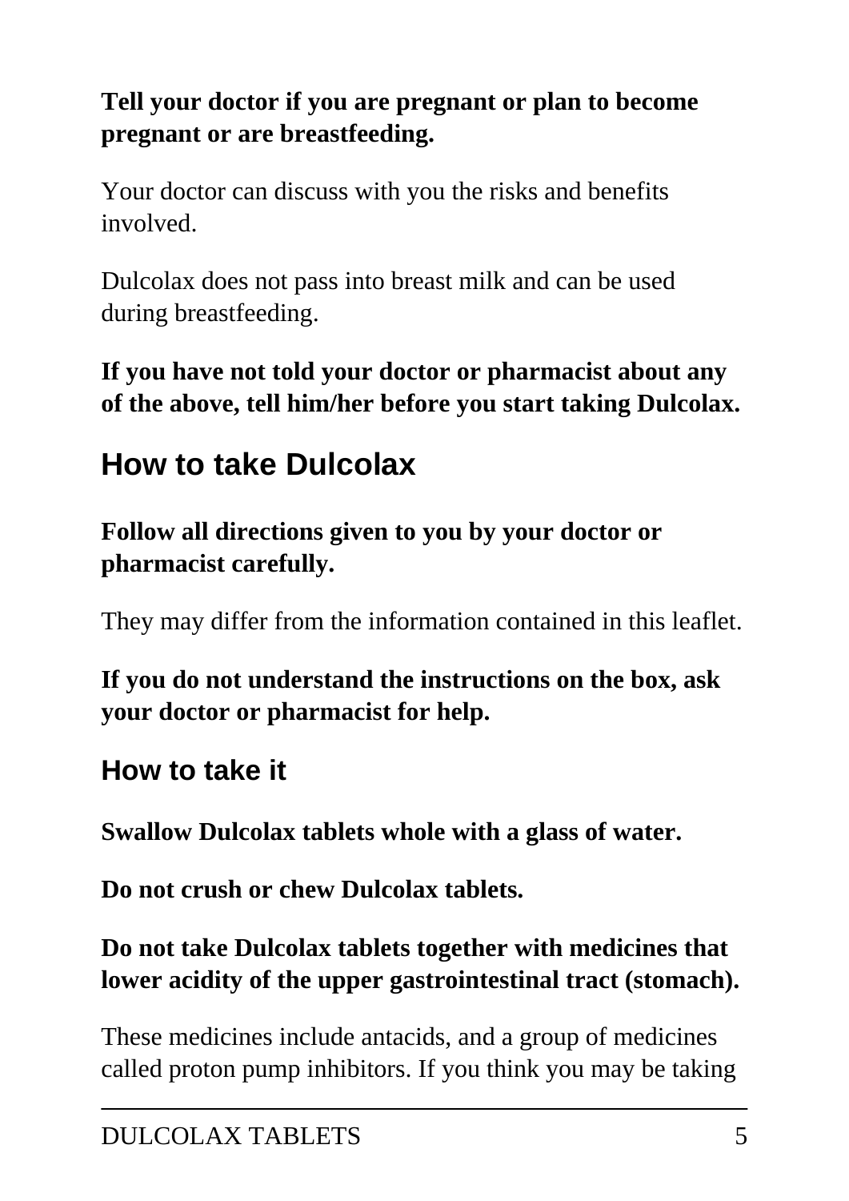**Tell your doctor if you are pregnant or plan to become pregnant or are breastfeeding.**

Your doctor can discuss with you the risks and benefits involved.

Dulcolax does not pass into breast milk and can be used during breastfeeding.

**If you have not told your doctor or pharmacist about any of the above, tell him/her before you start taking Dulcolax.**

## How to take Dulcolax

**Follow all directions given to you by your doctor or pharmacist carefully.**

They may differ from the information contained in this leaflet.

**If you do not understand the instructions on the box, ask your doctor or pharmacist for help.**

### How to take it

**Swallow Dulcolax tablets whole with a glass of water.**

**Do not crush or chew Dulcolax tablets.**

**Do not take Dulcolax tablets together with medicines that lower acidity of the upper gastrointestinal tract (stomach).**

These medicines include antacids, and a group of medicines called proton pump inhibitors. If you think you may be taking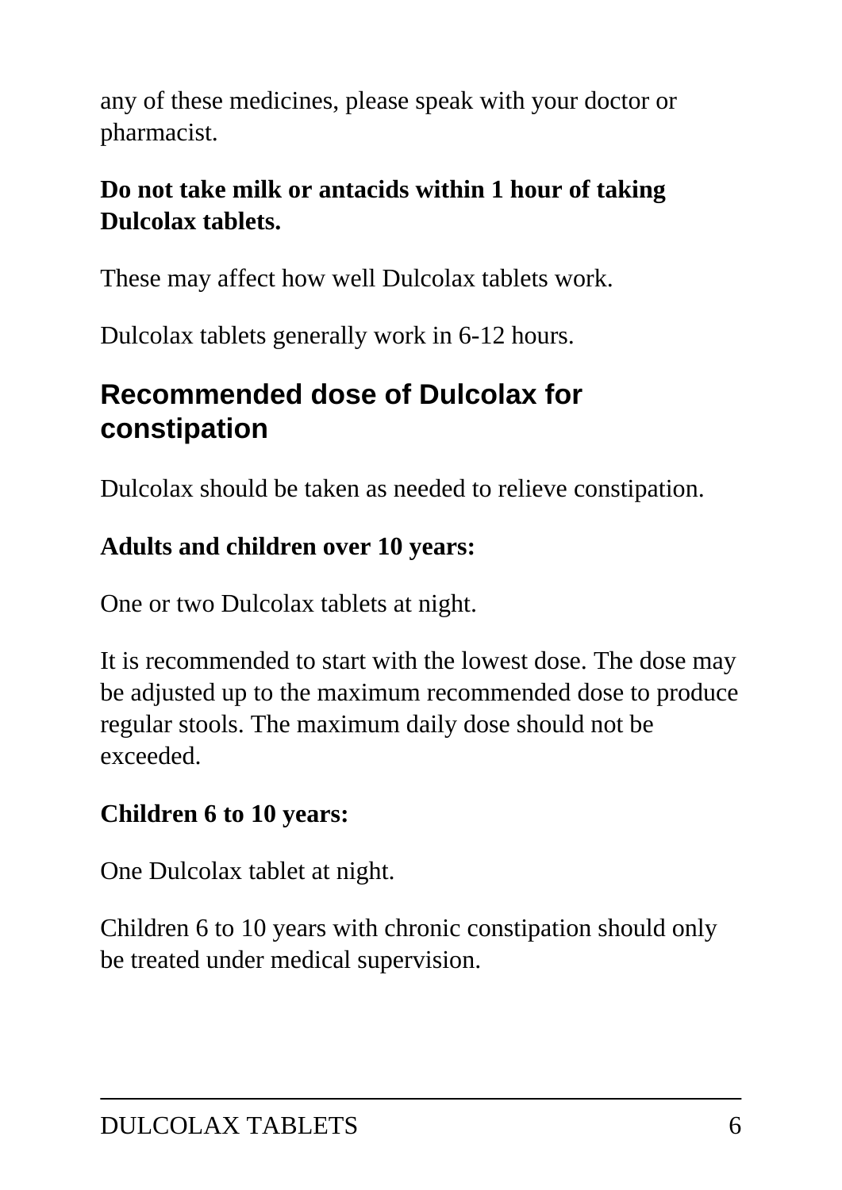any of these medicines, please speak with your doctor or pharmacist.

**Do not take milk or antacids within 1 hour of taking Dulcolax tablets.**

These may affect how well Dulcolax tablets work.

Dulcolax tablets generally work in 6-12 hours.

## Recommended dose of Dulcolax for constipation

Dulcolax should be taken as needed to relieve constipation.

**Adults and children over 10 years:**

One or two Dulcolax tablets at night.

It is recommended to start with the lowest dose. The dose may be adjusted up to the maximum recommended dose to produce regular stools. The maximum daily dose should not be exceeded.

**Children 6 to 10 years:**

One Dulcolax tablet at night.

Children 6 to 10 years with chronic constipation should only be treated under medical supervision.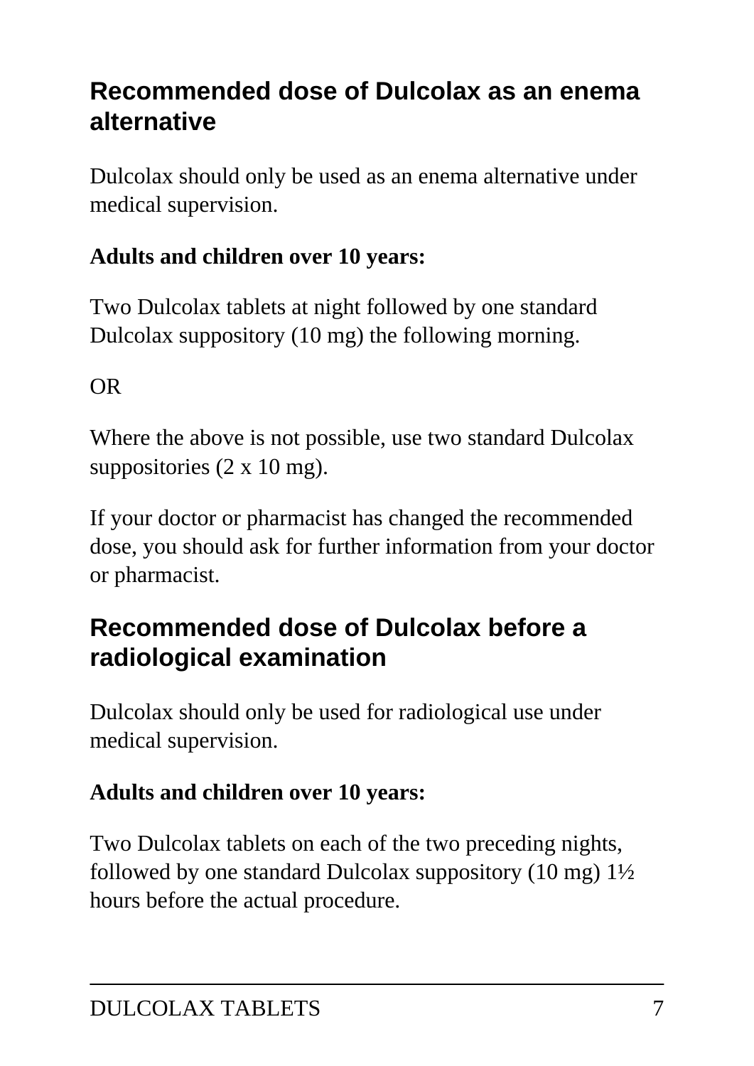## Recommended dose of Dulcolax as an enema alternative

Dulcolax should only be used as an enema alternative under medical supervision.

**Adults and children over 10 years:**

Two Dulcolax tablets at night followed by one standard Dulcolax suppository (10 mg) the following morning.

OR

Where the above is not possible, use two standard Dulcolax suppositories (2 x 10 mg).

If your doctor or pharmacist has changed the recommended dose, you should ask for further information from your doctor or pharmacist.

## Recommended dose of Dulcolax before a radiological examination

Dulcolax should only be used for radiological use under medical supervision.

**Adults and children over 10 years:**

Two Dulcolax tablets on each of the two preceding nights, followed by one standard Dulcolax suppository (10 mg) 1½ hours before the actual procedure.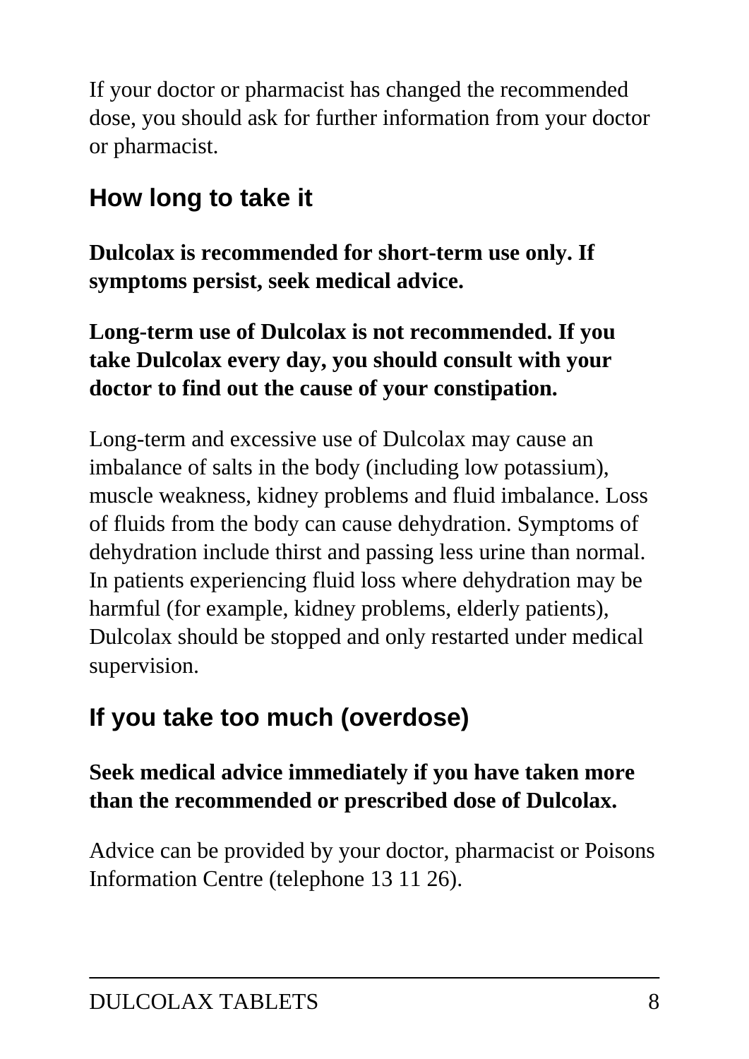If your doctor or pharmacist has changed the recommended dose, you should ask for further information from your doctor or pharmacist.

## How long to take it

**Dulcolax is recommended for short-term use only. If symptoms persist, seek medical advice.**

**Long-term use of Dulcolax is not recommended. If you take Dulcolax every day, you should consult with your doctor to find out the cause of your constipation.**

Long-term and excessive use of Dulcolax may cause an imbalance of salts in the body (including low potassium), muscle weakness, kidney problems and fluid imbalance. Loss of fluids from the body can cause dehydration. Symptoms of dehydration include thirst and passing less urine than normal. In patients experiencing fluid loss where dehydration may be harmful (for example, kidney problems, elderly patients), Dulcolax should be stopped and only restarted under medical supervision.

## If you take too much (overdose)

**Seek medical advice immediately if you have taken more than the recommended or prescribed dose of Dulcolax.**

Advice can be provided by your doctor, pharmacist or Poisons Information Centre (telephone 13 11 26).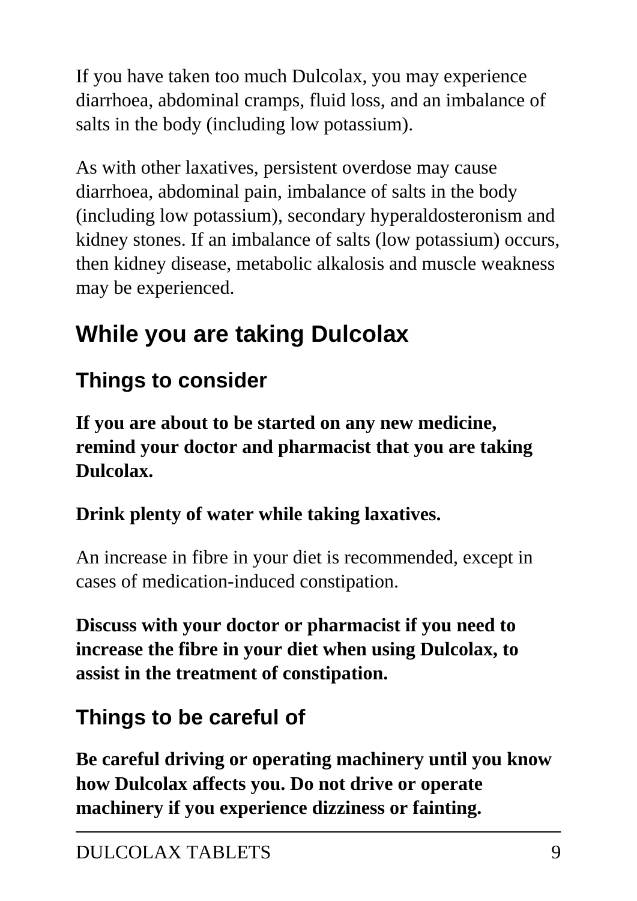If you have taken too much Dulcolax, you may experience diarrhoea, abdominal cramps, fluid loss, and an imbalance of salts in the body (including low potassium).

As with other laxatives, persistent overdose may cause diarrhoea, abdominal pain, imbalance of salts in the body (including low potassium), secondary hyperaldosteronism and kidney stones. If an imbalance of salts (low potassium) occurs, then kidney disease, metabolic alkalosis and muscle weakness may be experienced.

## While you are taking Dulcolax

### Things to consider

**If you are about to be started on any new medicine, remind your doctor and pharmacist that you are taking Dulcolax.**

**Drink plenty of water while taking laxatives.**

An increase in fibre in your diet is recommended, except in cases of medication-induced constipation.

**Discuss with your doctor or pharmacist if you need to increase the fibre in your diet when using Dulcolax, to assist in the treatment of constipation.**

### Things to be careful of

**Be careful driving or operating machinery until you know how Dulcolax affects you. Do not drive or operate machinery if you experience dizziness or fainting.**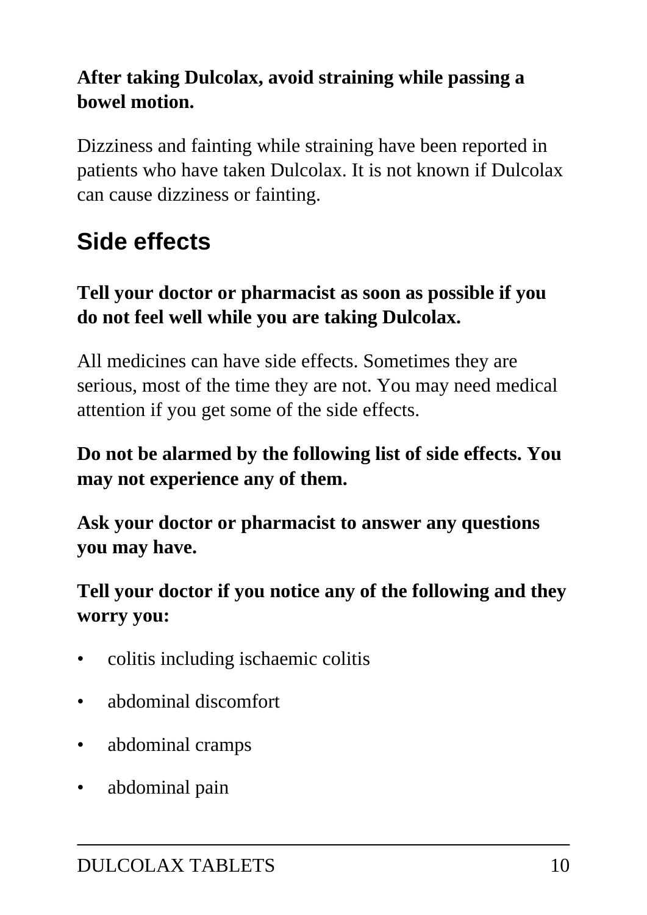**After taking Dulcolax, avoid straining while passing a bowel motion.**

Dizziness and fainting while straining have been reported in patients who have taken Dulcolax. It is not known if Dulcolax can cause dizziness or fainting.

## Side effects

**Tell your doctor or pharmacist as soon as possible if you do not feel well while you are taking Dulcolax.**

All medicines can have side effects. Sometimes they are serious, most of the time they are not. You may need medical attention if you get some of the side effects.

**Do not be alarmed by the following list of side effects. You may not experience any of them.**

**Ask your doctor or pharmacist to answer any questions you may have.**

**Tell your doctor if you notice any of the following and they worry you:**

- colitis including ischaemic colitis
- abdominal discomfort
- abdominal cramps
- abdominal pain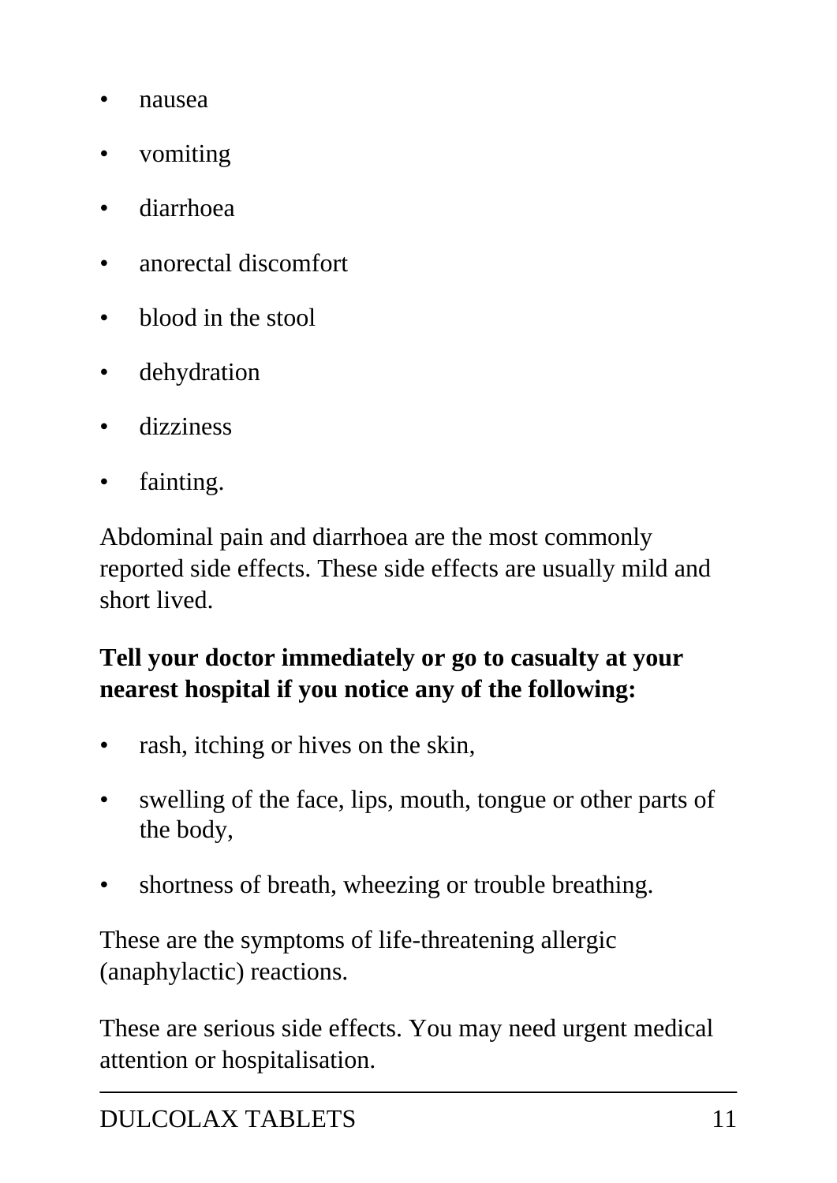- nausea
- vomiting
- diarrhoea
- anorectal discomfort
- blood in the stool
- dehydration
- dizziness
- fainting.

Abdominal pain and diarrhoea are the most commonly reported side effects. These side effects are usually mild and short lived.

**Tell your doctor immediately or go to casualty at your nearest hospital if you notice any of the following:**

- rash, itching or hives on the skin,
- swelling of the face, lips, mouth, tongue or other parts of the body,
- shortness of breath, wheezing or trouble breathing.

These are the symptoms of life-threatening allergic (anaphylactic) reactions.

These are serious side effects. You may need urgent medical attention or hospitalisation.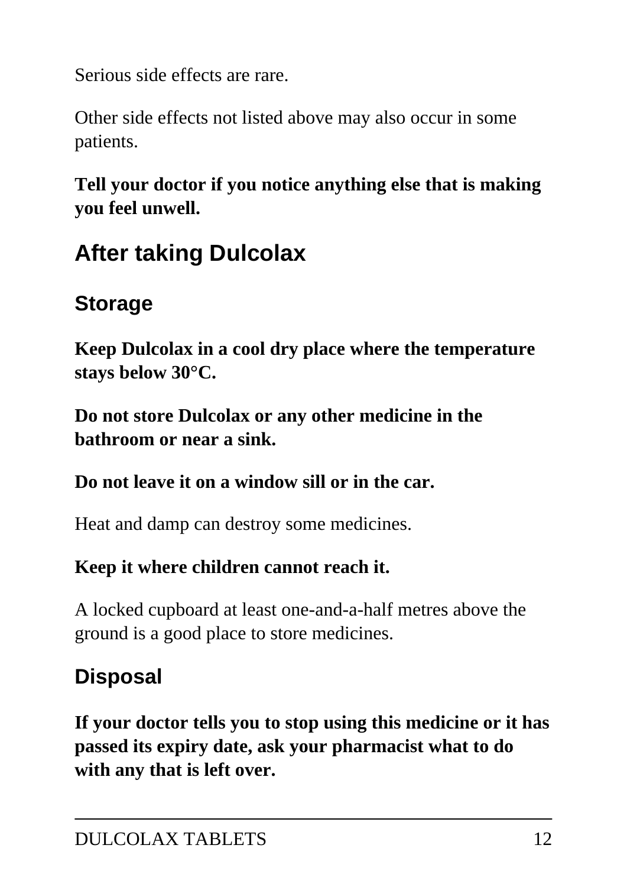Serious side effects are rare.

Other side effects not listed above may also occur in some patients.

**Tell your doctor if you notice anything else that is making you feel unwell.**

## After taking Dulcolax

### Storage

**Keep Dulcolax in a cool dry place where the temperature stays below 30°C.**

**Do not store Dulcolax or any other medicine in the bathroom or near a sink.**

**Do not leave it on a window sill or in the car.**

Heat and damp can destroy some medicines.

**Keep it where children cannot reach it.**

A locked cupboard at least one-and-a-half metres above the ground is a good place to store medicines.

### Disposal

**If your doctor tells you to stop using this medicine or it has passed its expiry date, ask your pharmacist what to do with any that is left over.**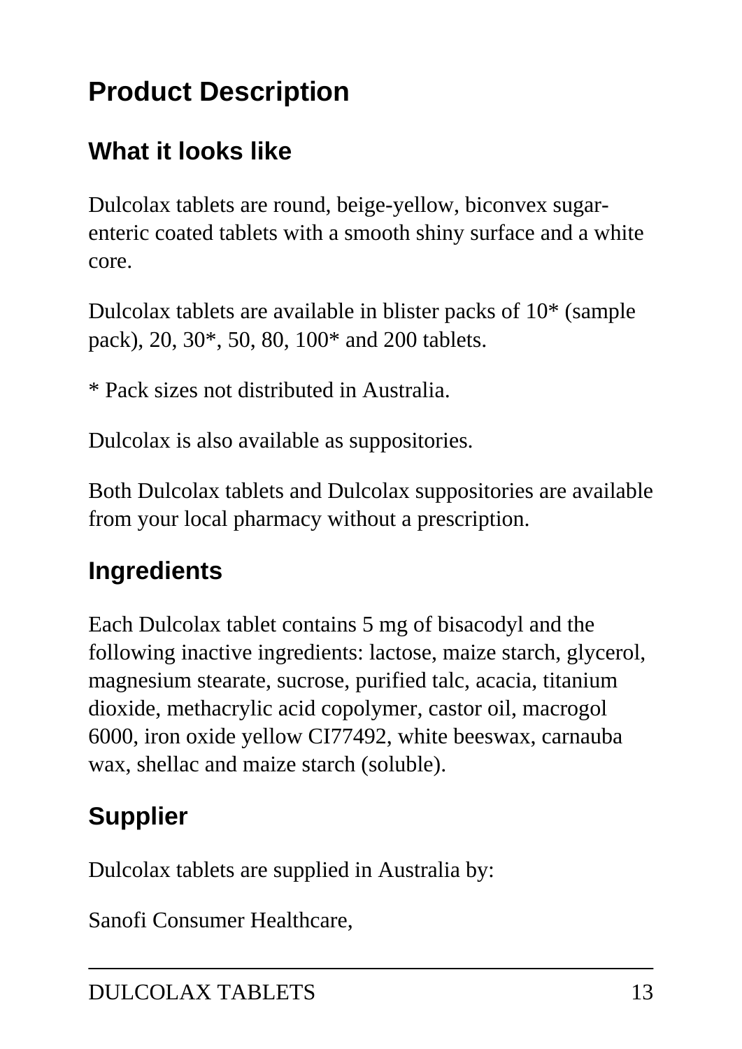# Product Description

## What it looks like

Dulcolax tablets are round, beige-yellow, biconvex sugar-enteric coated tablets with a smooth shiny surface and a white core.

Dulcolax tablets are available in blister packs of 10* (sample pack), 20, 30*, 50, 80, 100* and 200 tablets.

* Pack sizes not distributed in Australia.

Dulcolax is also available as suppositories.

Both Dulcolax tablets and Dulcolax suppositories are available from your local pharmacy without a prescription.

## Ingredients

Each Dulcolax tablet contains 5 mg of bisacodyl and the following inactive ingredients: lactose, maize starch, glycerol, magnesium stearate, sucrose, purified talc, acacia, titanium dioxide, methacrylic acid copolymer, castor oil, macrogol 6000, iron oxide yellow CI77492, white beeswax, carnauba wax, shellac and maize starch (soluble).

## Supplier

Dulcolax tablets are supplied in Australia by:

Sanofi Consumer Healthcare,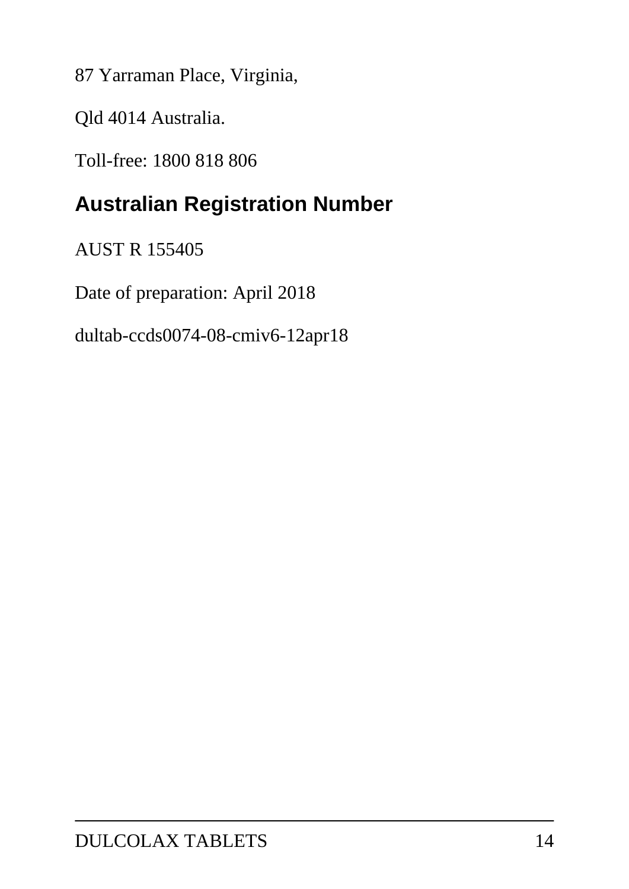87 Yarraman Place, Virginia,

Qld 4014 Australia.

Toll-free: 1800 818 806

## Australian Registration Number

AUST R 155405

Date of preparation: April 2018

dultab-ccds0074-08-cmiv6-12apr18